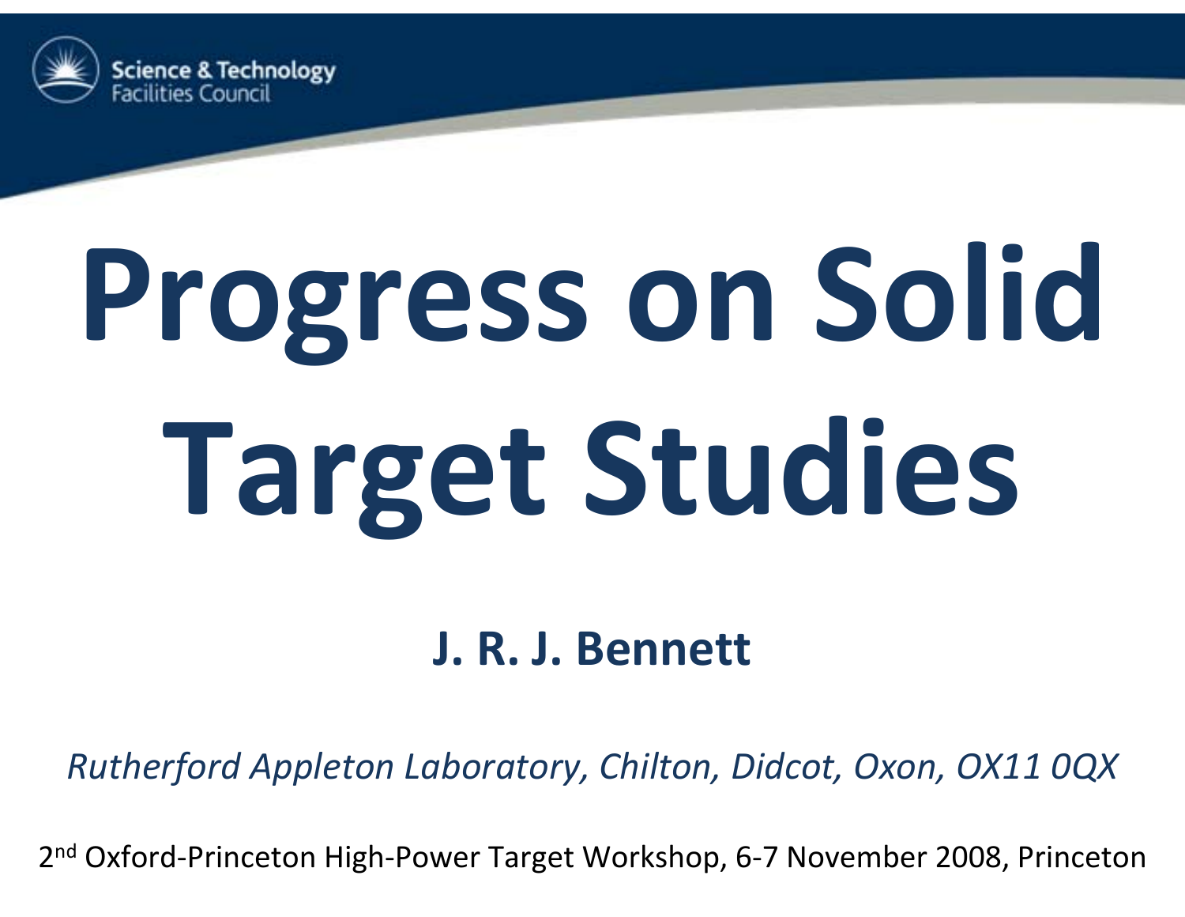Science & Technology Facilities Council

# Progress on Solid Target Studies

**J. R. J. Bennett**

*Rutherford Appleton Laboratory, Chilton, Didcot, Oxon, OX11 0QX*

2nd Oxford-Princeton High-Power Target Workshop, 6-7 November 2008, Princeton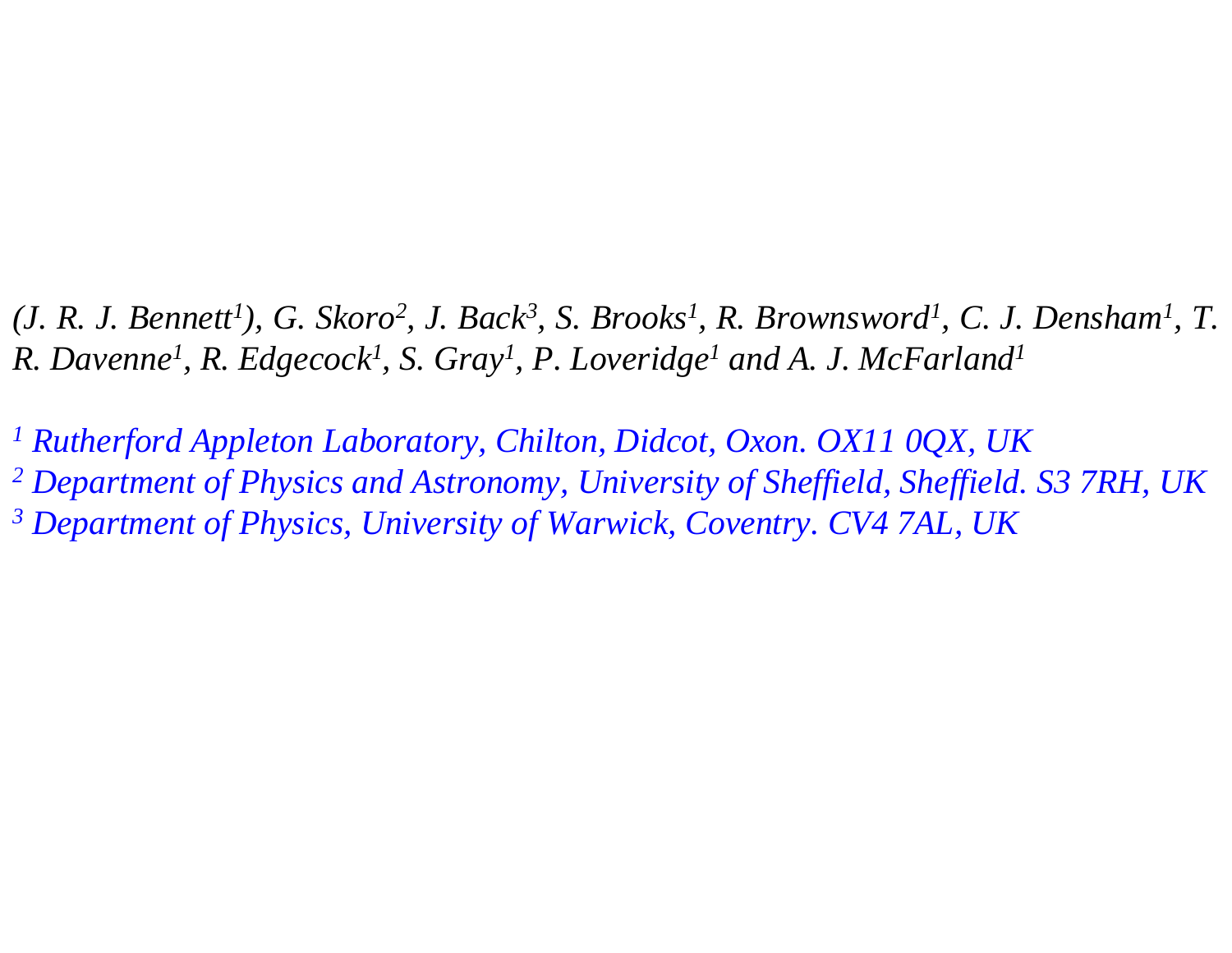*(J. R. J. Bennett[1]), G. Skoro[2], J. Back[3], S. Brooks[1], R. Brownsword[1], C. J. Densham[1], T. R. Davenne[1], R. Edgecock[1], S. Gray[1], P. Loveridge[1] and A. J. McFarland[1]*

*[1] Rutherford Appleton Laboratory, Chilton, Didcot, Oxon. OX11 0QX, UK*
*[2] Department of Physics and Astronomy, University of Sheffield, Sheffield. S3 7RH, UK*
*[3] Department of Physics, University of Warwick, Coventry. CV4 7AL, UK*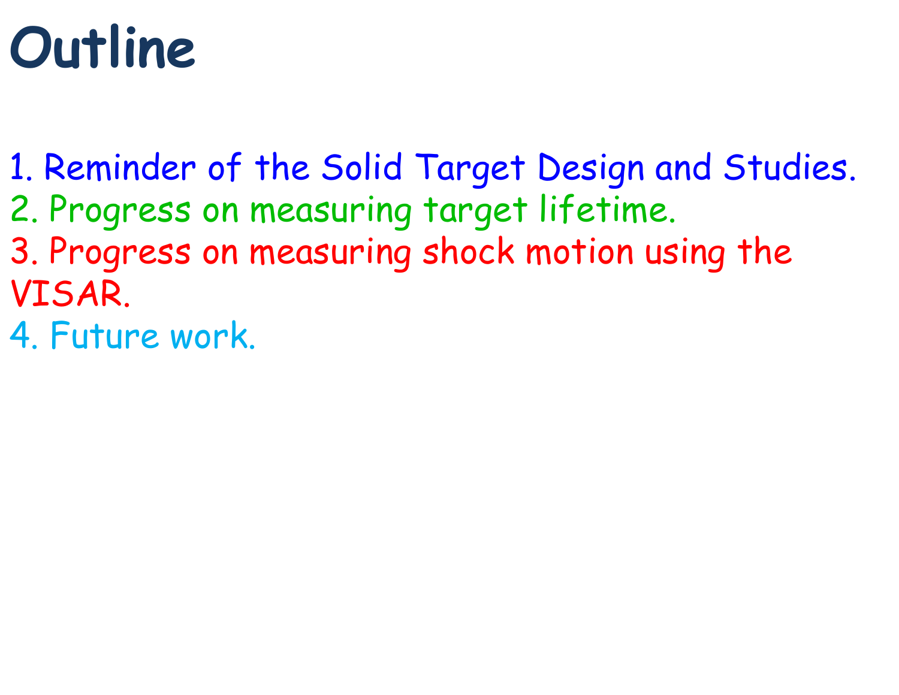# Outline

1. Reminder of the Solid Target Design and Studies.
2. Progress on measuring target lifetime.
3. Progress on measuring shock motion using the VISAR.
4. Future work.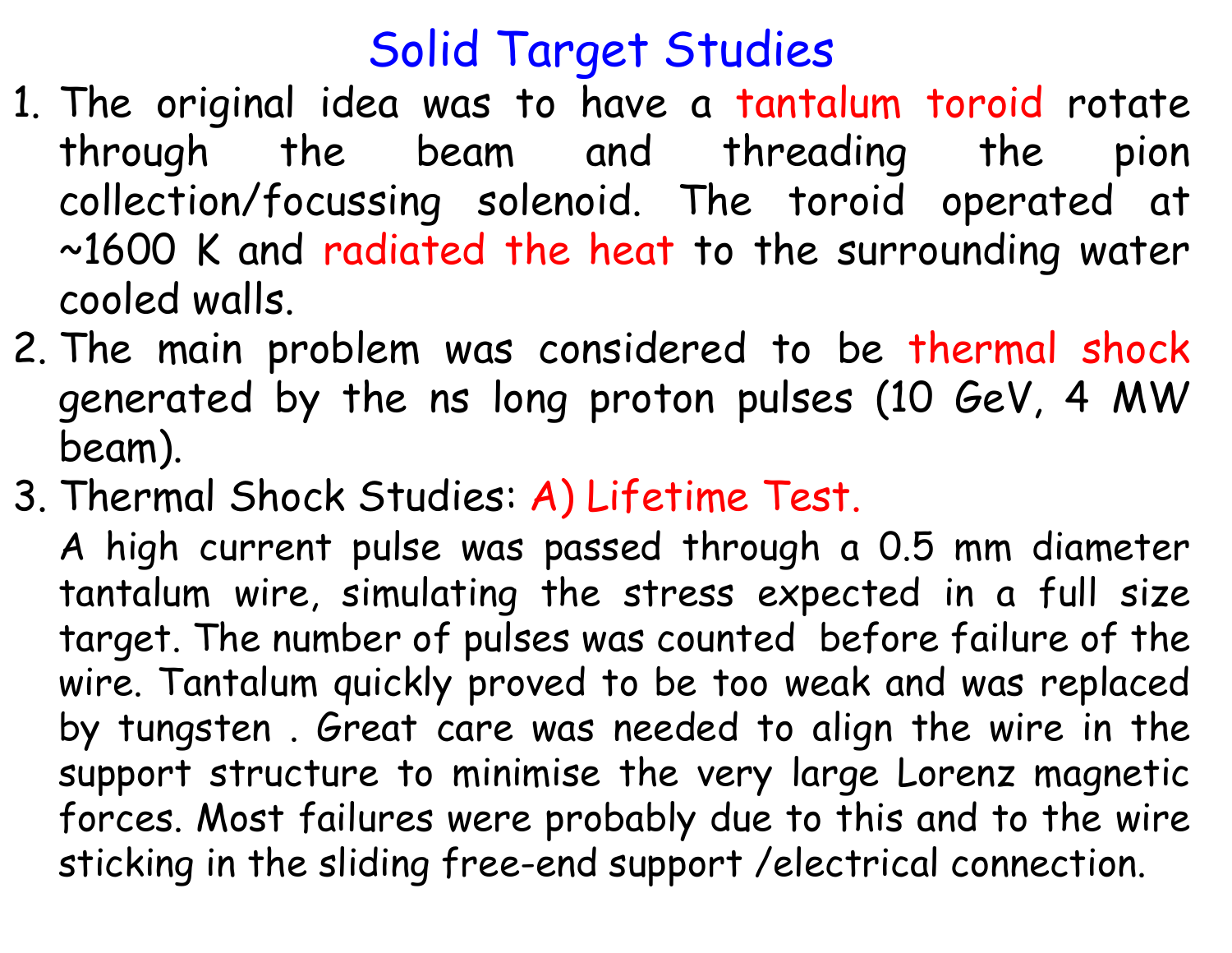# Solid Target Studies

1. The original idea was to have a tantalum toroid rotate through the beam and threading the pion collection/focussing solenoid. The toroid operated at ~1600 K and radiated the heat to the surrounding water cooled walls.
2. The main problem was considered to be thermal shock generated by the ns long proton pulses (10 GeV, 4 MW beam).
3. Thermal Shock Studies: A) Lifetime Test.

   A high current pulse was passed through a 0.5 mm diameter tantalum wire, simulating the stress expected in a full size target. The number of pulses was counted before failure of the wire. Tantalum quickly proved to be too weak and was replaced by tungsten . Great care was needed to align the wire in the support structure to minimise the very large Lorenz magnetic forces. Most failures were probably due to this and to the wire sticking in the sliding free-end support /electrical connection.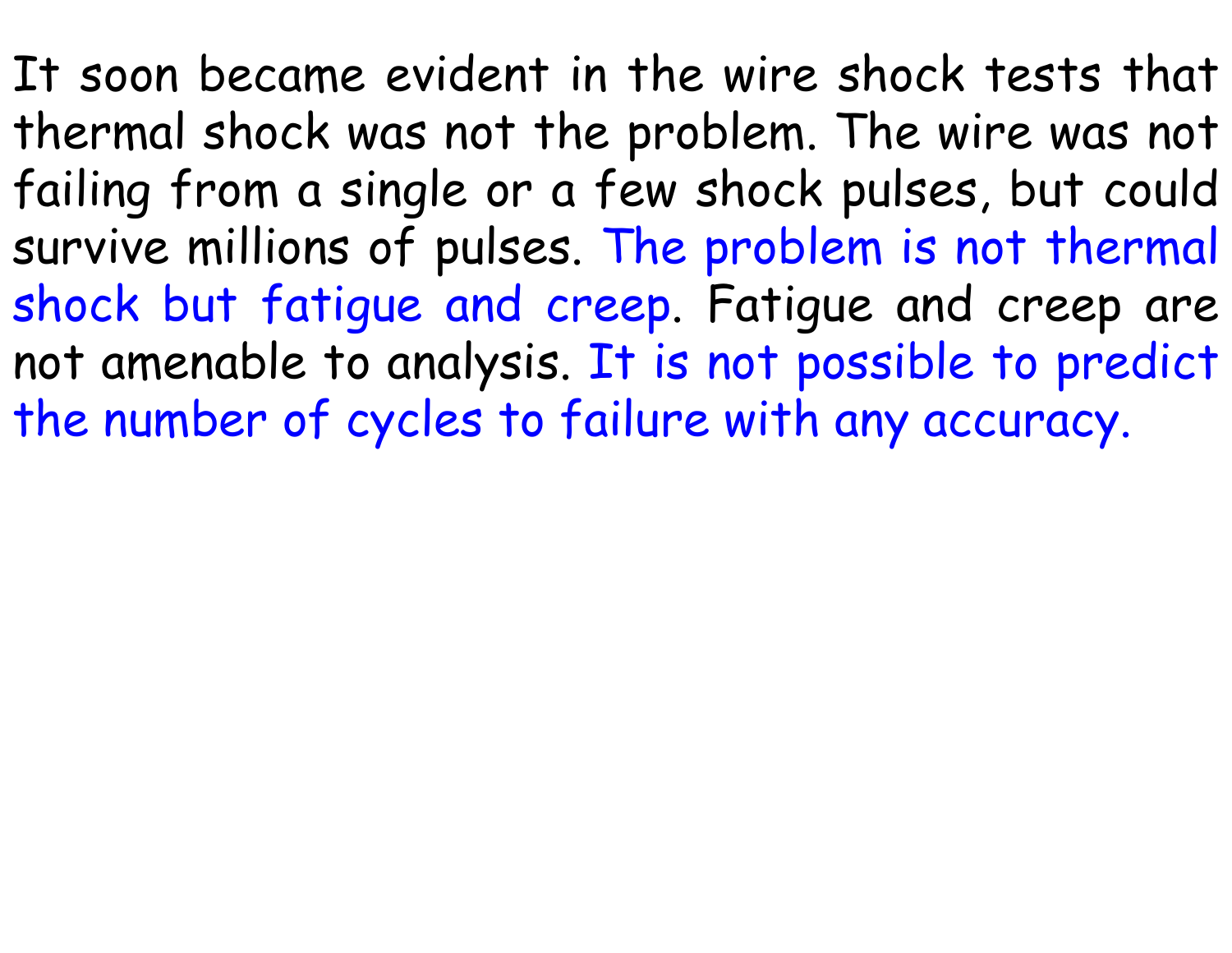It soon became evident in the wire shock tests that thermal shock was not the problem. The wire was not failing from a single or a few shock pulses, but could survive millions of pulses. The problem is not thermal shock but fatigue and creep. Fatigue and creep are not amenable to analysis. It is not possible to predict the number of cycles to failure with any accuracy.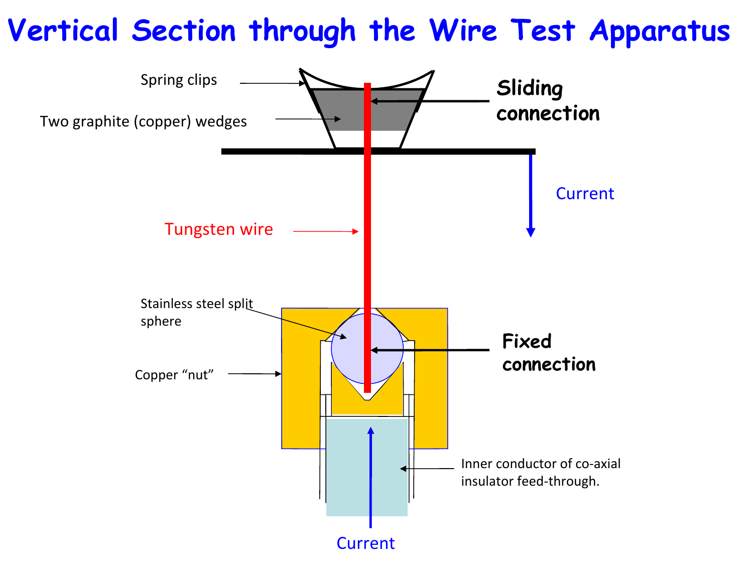# Vertical Section through the Wire Test Apparatus

Spring clips

Two graphite (copper) wedges

**Sliding connection**

Current

Tungsten wire

Stainless steel split sphere

Copper "nut"

**Fixed connection**

Inner conductor of co-axial insulator feed-through.

Current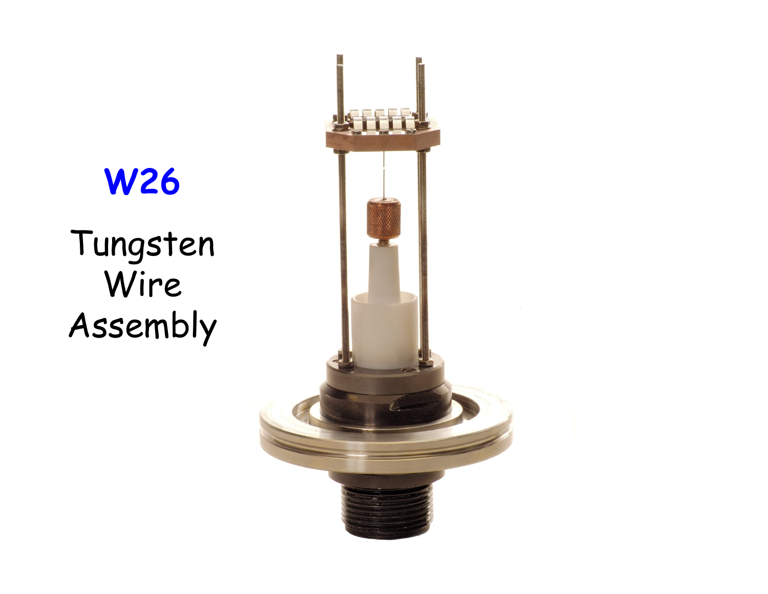**W26**

Tungsten Wire Assembly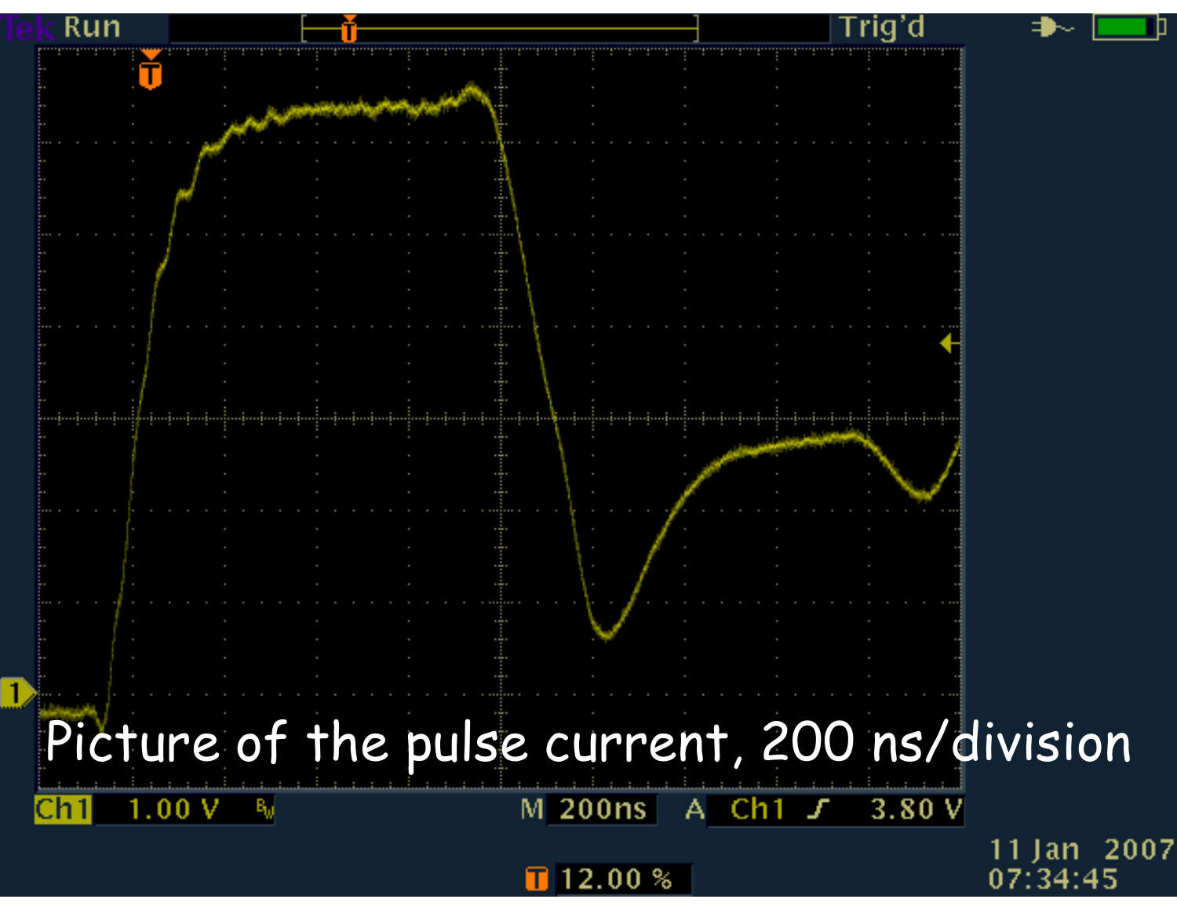Picture of the pulse current, 200 ns/division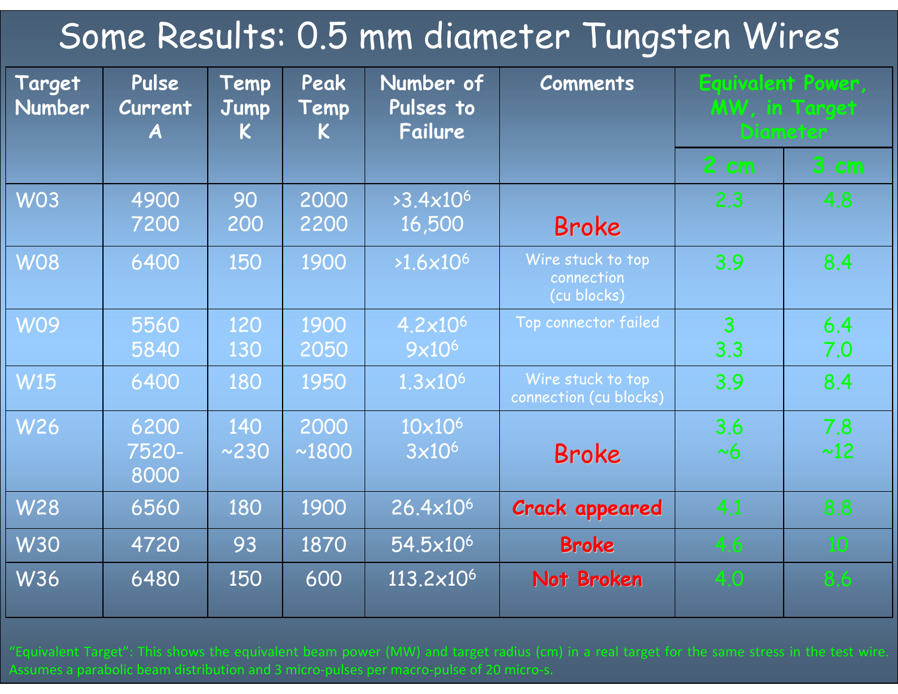# Some Results: 0.5 mm diameter Tungsten Wires

| Target Number | Pulse Current A | Temp Jump K | Peak Temp K | Number of Pulses to Failure | Comments | Equivalent Power, MW, in Target Diameter | |
|---|---|---|---|---|---|---|---|
| | | | | | | 2 cm | 3 cm |
| W03 | 4900<br>7200 | 90<br>200 | 2000<br>2200 | $>3.4\times10^6$<br>16,500 | **Broke** | 2.3 | 4.8 |
| W08 | 6400 | 150 | 1900 | $>1.6\times10^6$ | Wire stuck to top connection (cu blocks) | 3.9 | 8.4 |
| W09 | 5560<br>5840 | 120<br>130 | 1900<br>2050 | $4.2\times10^6$<br>$9\times10^6$ | Top connector failed | 3<br>3.3 | 6.4<br>7.0 |
| W15 | 6400 | 180 | 1950 | $1.3\times10^6$ | Wire stuck to top connection (cu blocks) | 3.9 | 8.4 |
| W26 | 6200<br>7520-8000 | 140<br>~230 | 2000<br>~1800 | $10\times10^6$<br>$3\times10^6$ | **Broke** | 3.6<br>~6 | 7.8<br>~12 |
| W28 | 6560 | 180 | 1900 | $26.4\times10^6$ | **Crack appeared** | 4.1 | 8.8 |
| W30 | 4720 | 93 | 1870 | $54.5\times10^6$ | **Broke** | 4.6 | 10 |
| W36 | 6480 | 150 | 600 | $113.2\times10^6$ | **Not Broken** | 4.0 | 8.6 |

"Equivalent Target": This shows the equivalent beam power (MW) and target radius (cm) in a real target for the same stress in the test wire. Assumes a parabolic beam distribution and 3 micro-pulses per macro-pulse of 20 micro-s.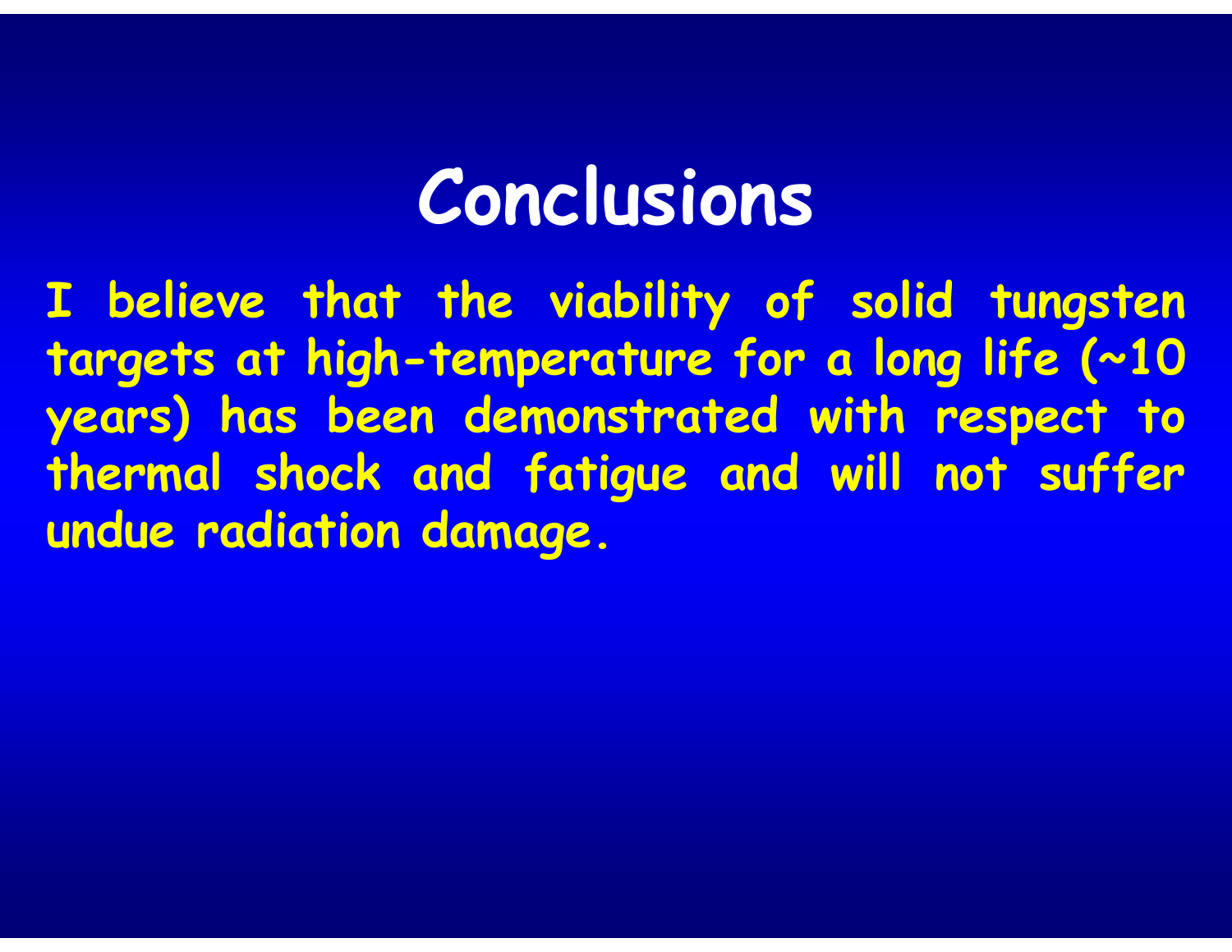# Conclusions

I believe that the viability of solid tungsten targets at high-temperature for a long life (~10 years) has been demonstrated with respect to thermal shock and fatigue and will not suffer undue radiation damage.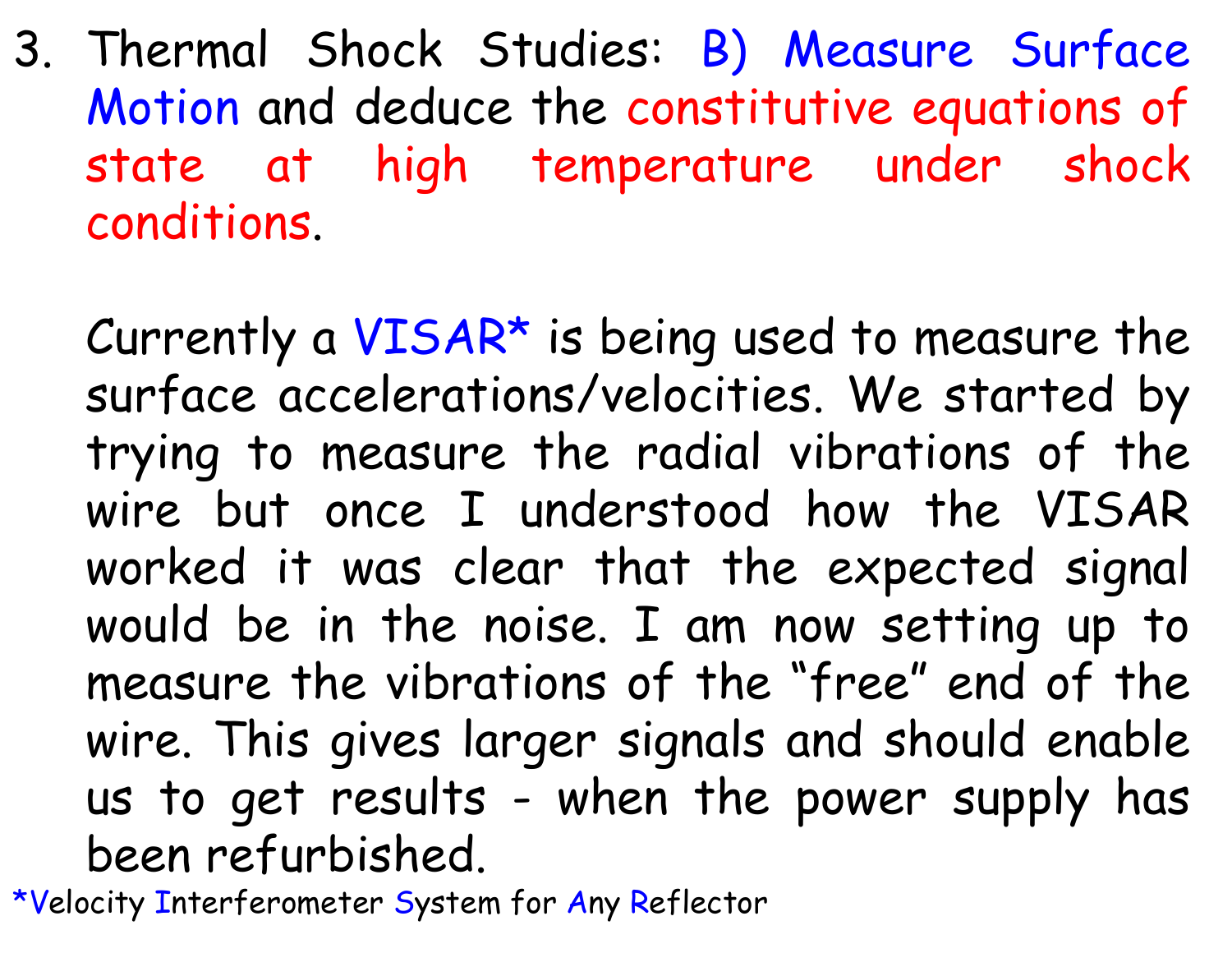3. Thermal Shock Studies: B) Measure Surface Motion and deduce the constitutive equations of state at high temperature under shock conditions.

   Currently a VISAR* is being used to measure the surface accelerations/velocities. We started by trying to measure the radial vibrations of the wire but once I understood how the VISAR worked it was clear that the expected signal would be in the noise. I am now setting up to measure the vibrations of the "free" end of the wire. This gives larger signals and should enable us to get results - when the power supply has been refurbished.

*Velocity Interferometer System for Any Reflector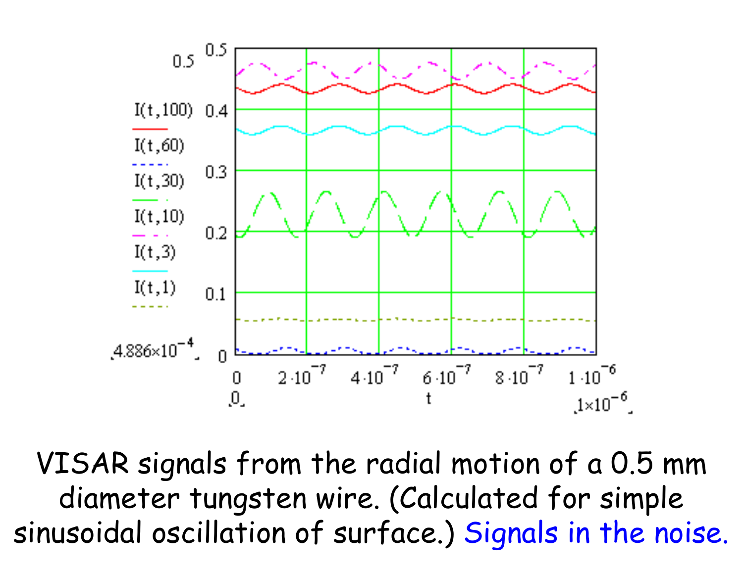VISAR signals from the radial motion of a 0.5 mm diameter tungsten wire. (Calculated for simple sinusoidal oscillation of surface.) Signals in the noise.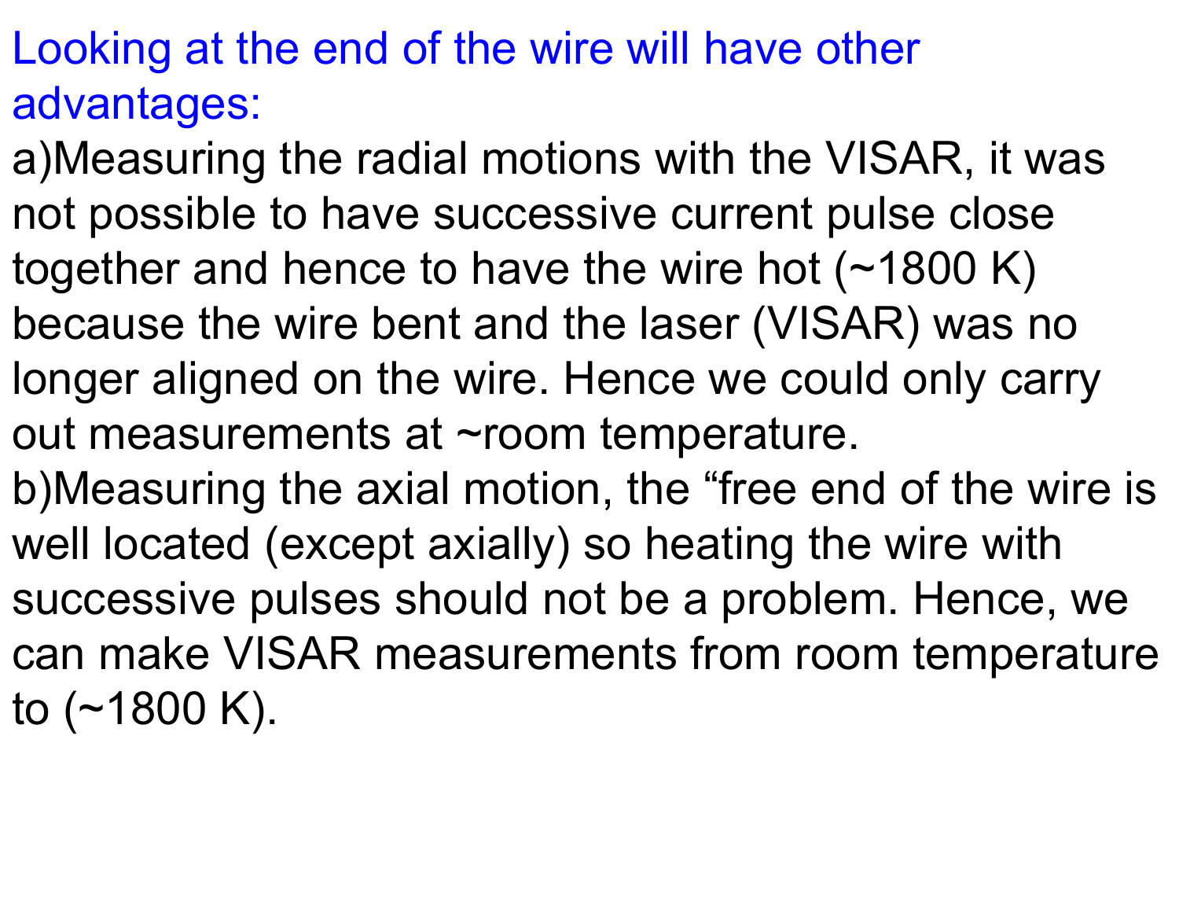Looking at the end of the wire will have other advantages:

a)Measuring the radial motions with the VISAR, it was not possible to have successive current pulse close together and hence to have the wire hot (~1800 K) because the wire bent and the laser (VISAR) was no longer aligned on the wire. Hence we could only carry out measurements at ~room temperature.

b)Measuring the axial motion, the "free end of the wire is well located (except axially) so heating the wire with successive pulses should not be a problem. Hence, we can make VISAR measurements from room temperature to (~1800 K).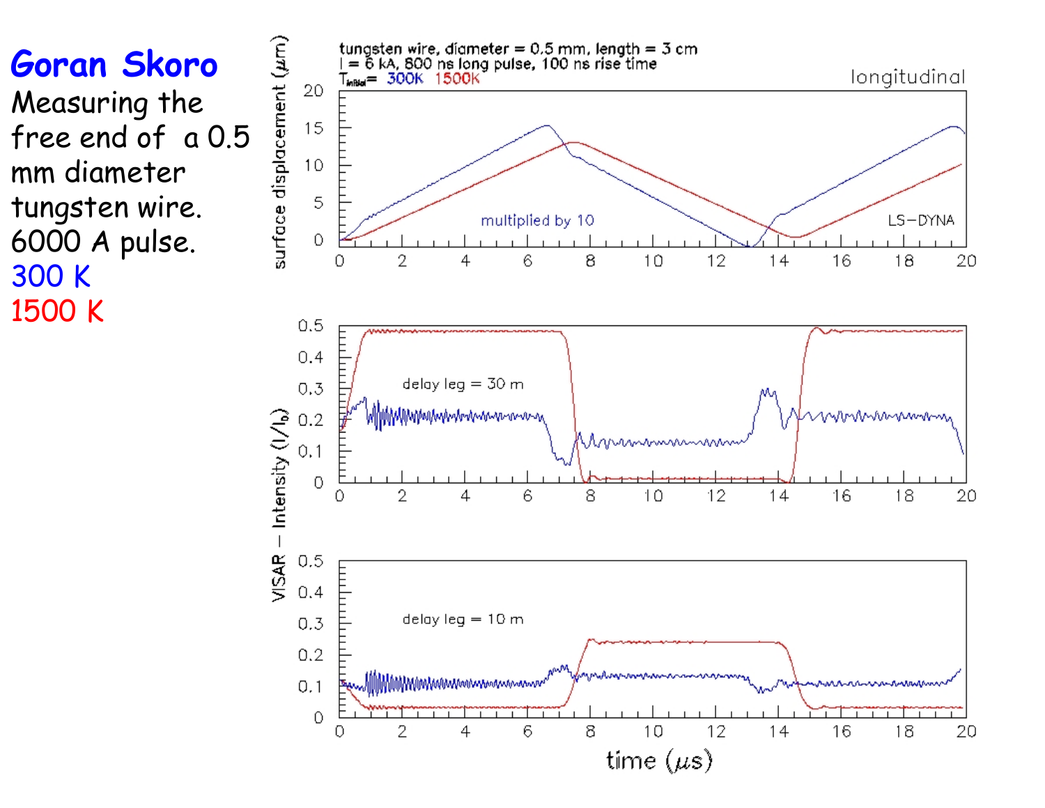**Goran Skoro**

Measuring the free end of a 0.5 mm diameter tungsten wire. 6000 A pulse.

300 K

1500 K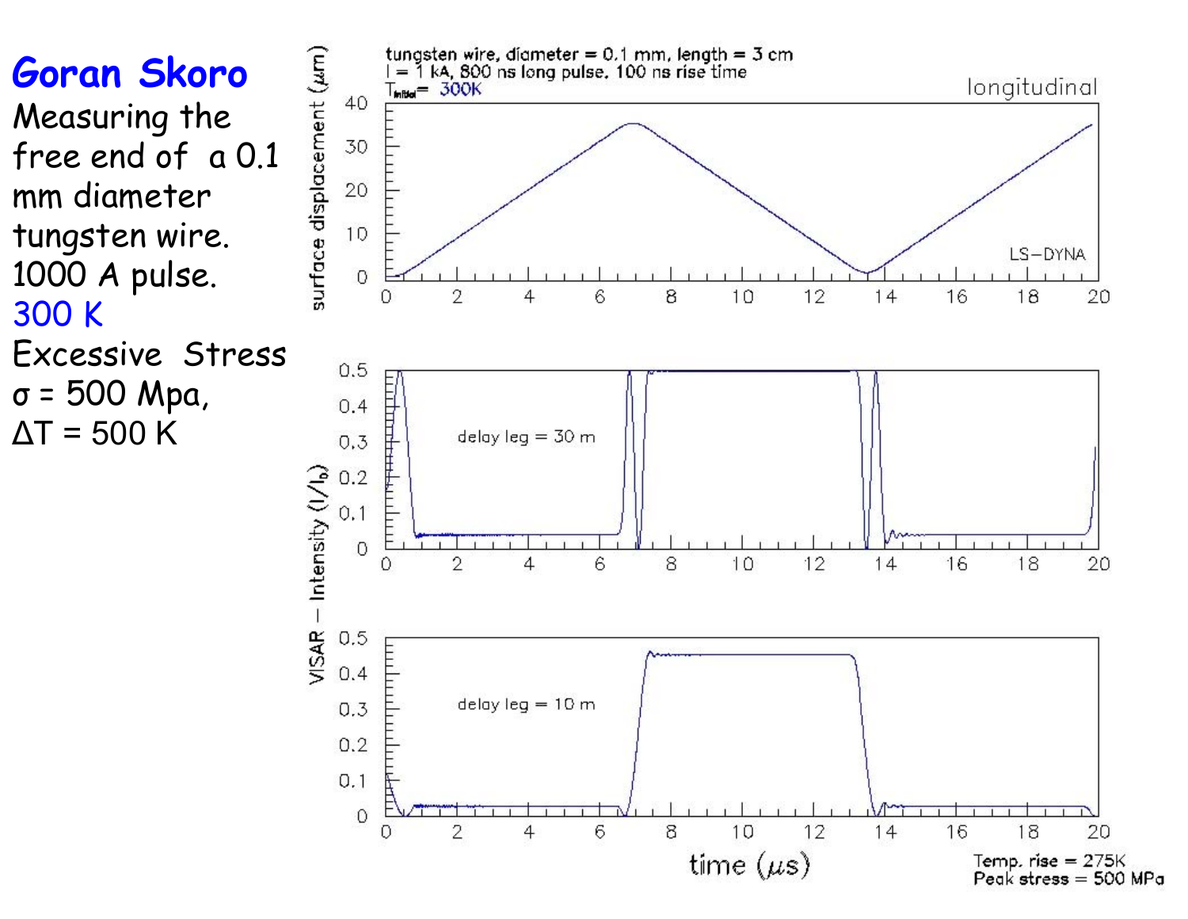**Goran Skoro**

Measuring the free end of a 0.1 mm diameter tungsten wire. 1000 A pulse.

300 K

Excessive Stress

$\sigma$ = 500 Mpa,

$\Delta T$ = 500 K

tungsten wire, diameter = 0.1 mm, length = 3 cm
I = 1 kA, 800 ns long pulse, 100 ns rise time
$T_{initial}$ = 300K

longitudinal

LS−DYNA

surface displacement (μm)

delay leg = 30 m

delay leg = 10 m

VISAR − Intensity ($I/I_0$)

time (μs)

Temp. rise = 275K
Peak stress = 500 MPa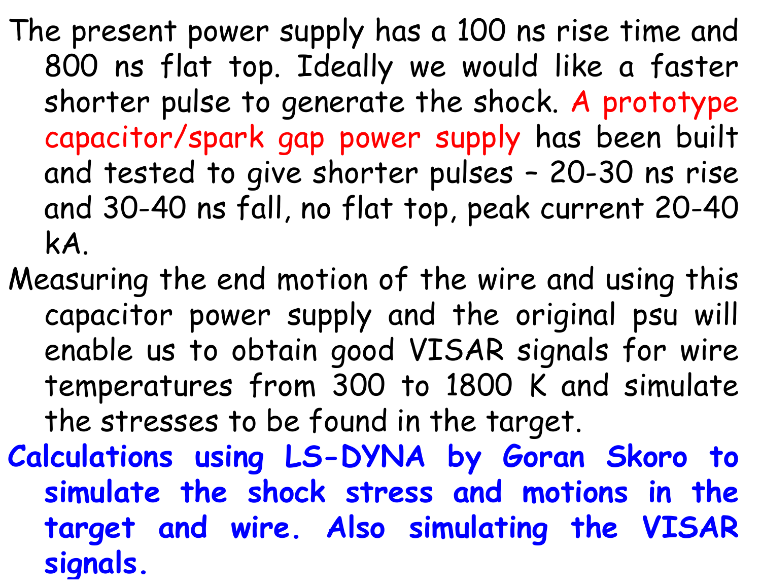The present power supply has a 100 ns rise time and 800 ns flat top. Ideally we would like a faster shorter pulse to generate the shock. A prototype capacitor/spark gap power supply has been built and tested to give shorter pulses – 20-30 ns rise and 30-40 ns fall, no flat top, peak current 20-40 kA.

Measuring the end motion of the wire and using this capacitor power supply and the original psu will enable us to obtain good VISAR signals for wire temperatures from 300 to 1800 K and simulate the stresses to be found in the target.

**Calculations using LS-DYNA by Goran Skoro to simulate the shock stress and motions in the target and wire. Also simulating the VISAR signals.**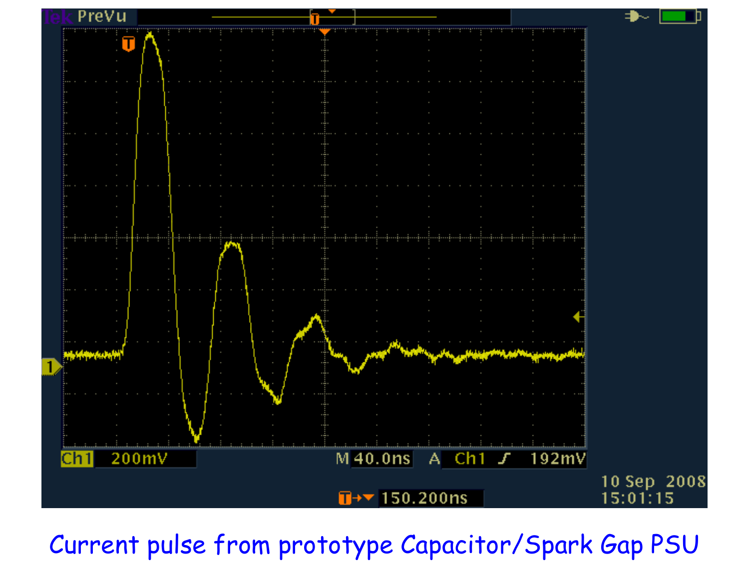Current pulse from prototype Capacitor/Spark Gap PSU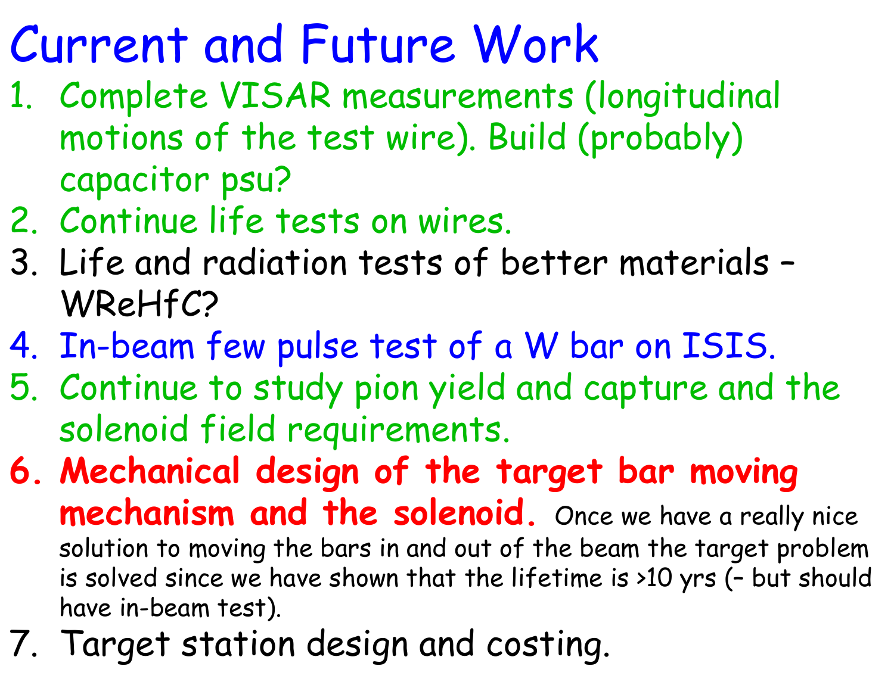# Current and Future Work

1. Complete VISAR measurements (longitudinal motions of the test wire). Build (probably) capacitor psu?
2. Continue life tests on wires.
3. Life and radiation tests of better materials – WReHfC?
4. In-beam few pulse test of a W bar on ISIS.
5. Continue to study pion yield and capture and the solenoid field requirements.
6. **Mechanical design of the target bar moving mechanism and the solenoid.** Once we have a really nice solution to moving the bars in and out of the beam the target problem is solved since we have shown that the lifetime is >10 yrs (– but should have in-beam test).
7. Target station design and costing.